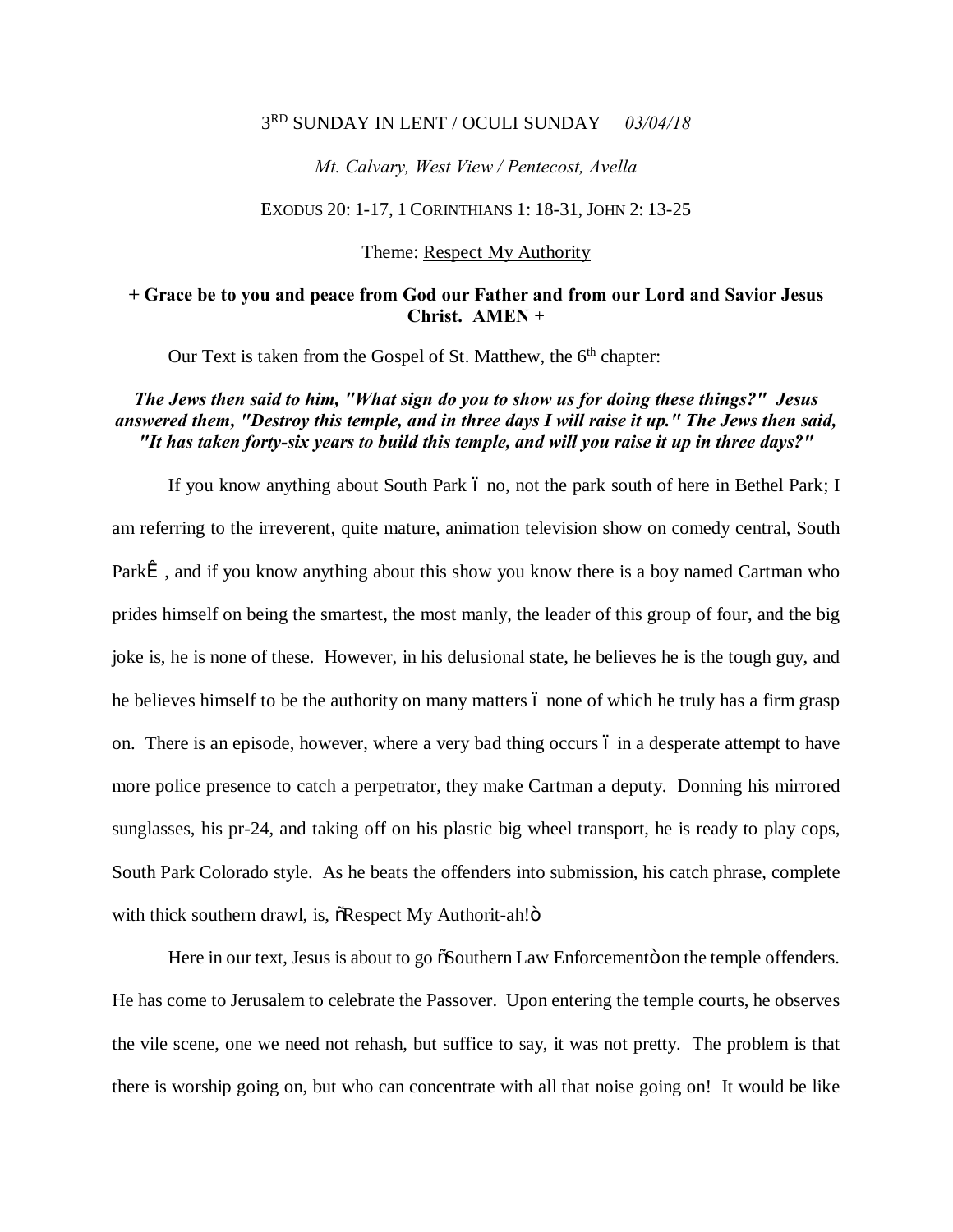3RD SUNDAY IN LENT / OCULI SUNDAY *03/04/18*

*Mt. Calvary, West View / Pentecost, Avella*

EXODUS 20: 1-17, 1 CORINTHIANS 1: 18-31, JOHN 2: 13-25

Theme: Respect My Authority

**+ Grace be to you and peace from God our Father and from our Lord and Savior Jesus Christ. AMEN +**

Our Text is taken from the Gospel of St. Matthew, the 6th chapter:

***The Jews then said to him, "What sign do you to show us for doing these things?" Jesus answered them, "Destroy this temple, and in three days I will raise it up." The Jews then said, "It has taken forty-six years to build this temple, and will you raise it up in three days?"***

If you know anything about South Park – no, not the park south of here in Bethel Park; I am referring to the irreverent, quite mature, animation television show on comedy central, South Park™, and if you know anything about this show you know there is a boy named Cartman who prides himself on being the smartest, the most manly, the leader of this group of four, and the big joke is, he is none of these. However, in his delusional state, he believes he is the tough guy, and he believes himself to be the authority on many matters – none of which he truly has a firm grasp on. There is an episode, however, where a very bad thing occurs – in a desperate attempt to have more police presence to catch a perpetrator, they make Cartman a deputy. Donning his mirrored sunglasses, his pr-24, and taking off on his plastic big wheel transport, he is ready to play cops, South Park Colorado style. As he beats the offenders into submission, his catch phrase, complete with thick southern drawl, is, "Respect My Authorit-ah!"

Here in our text, Jesus is about to go "Southern Law Enforcement" on the temple offenders. He has come to Jerusalem to celebrate the Passover. Upon entering the temple courts, he observes the vile scene, one we need not rehash, but suffice to say, it was not pretty. The problem is that there is worship going on, but who can concentrate with all that noise going on! It would be like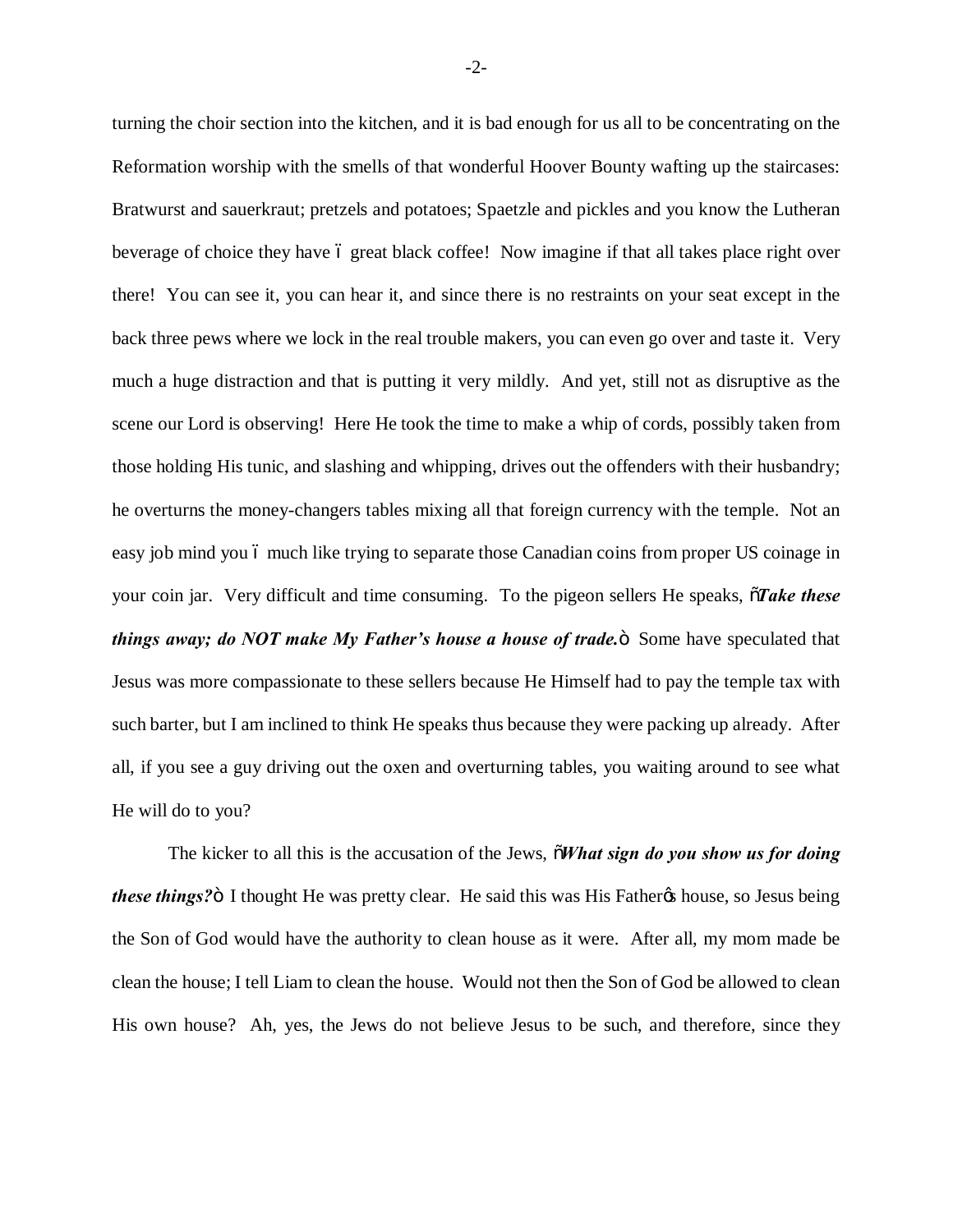turning the choir section into the kitchen, and it is bad enough for us all to be concentrating on the Reformation worship with the smells of that wonderful Hoover Bounty wafting up the staircases: Bratwurst and sauerkraut; pretzels and potatoes; Spaetzle and pickles and you know the Lutheran beverage of choice they have – great black coffee! Now imagine if that all takes place right over there! You can see it, you can hear it, and since there is no restraints on your seat except in the back three pews where we lock in the real trouble makers, you can even go over and taste it. Very much a huge distraction and that is putting it very mildly. And yet, still not as disruptive as the scene our Lord is observing! Here He took the time to make a whip of cords, possibly taken from those holding His tunic, and slashing and whipping, drives out the offenders with their husbandry; he overturns the money-changers tables mixing all that foreign currency with the temple. Not an easy job mind you – much like trying to separate those Canadian coins from proper US coinage in your coin jar. Very difficult and time consuming. To the pigeon sellers He speaks, "***Take these things away; do NOT make My Father's house a house of trade.***" Some have speculated that Jesus was more compassionate to these sellers because He Himself had to pay the temple tax with such barter, but I am inclined to think He speaks thus because they were packing up already. After all, if you see a guy driving out the oxen and overturning tables, you waiting around to see what He will do to you?

The kicker to all this is the accusation of the Jews, "***What sign do you show us for doing these things?***" I thought He was pretty clear. He said this was His Father's house, so Jesus being the Son of God would have the authority to clean house as it were. After all, my mom made be clean the house; I tell Liam to clean the house. Would not then the Son of God be allowed to clean His own house? Ah, yes, the Jews do not believe Jesus to be such, and therefore, since they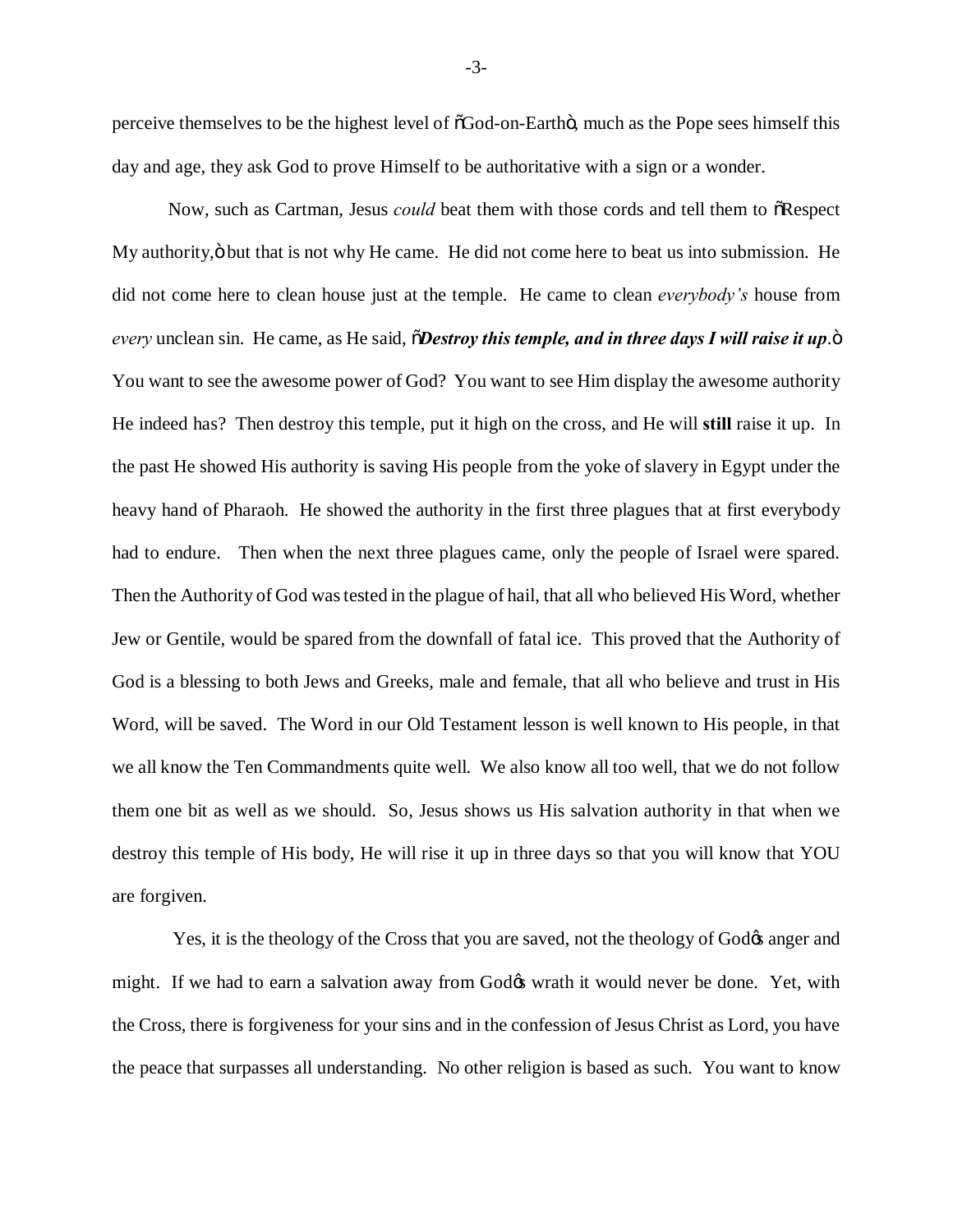perceive themselves to be the highest level of "God-on-Earth", much as the Pope sees himself this day and age, they ask God to prove Himself to be authoritative with a sign or a wonder.

Now, such as Cartman, Jesus *could* beat them with those cords and tell them to "Respect My authority," but that is not why He came. He did not come here to beat us into submission. He did not come here to clean house just at the temple. He came to clean *everybody's* house from *every* unclean sin. He came, as He said, "***Destroy this temple, and in three days I will raise it up***." You want to see the awesome power of God? You want to see Him display the awesome authority He indeed has? Then destroy this temple, put it high on the cross, and He will **still** raise it up. In the past He showed His authority is saving His people from the yoke of slavery in Egypt under the heavy hand of Pharaoh. He showed the authority in the first three plagues that at first everybody had to endure. Then when the next three plagues came, only the people of Israel were spared. Then the Authority of God was tested in the plague of hail, that all who believed His Word, whether Jew or Gentile, would be spared from the downfall of fatal ice. This proved that the Authority of God is a blessing to both Jews and Greeks, male and female, that all who believe and trust in His Word, will be saved. The Word in our Old Testament lesson is well known to His people, in that we all know the Ten Commandments quite well. We also know all too well, that we do not follow them one bit as well as we should. So, Jesus shows us His salvation authority in that when we destroy this temple of His body, He will rise it up in three days so that you will know that YOU are forgiven.

Yes, it is the theology of the Cross that you are saved, not the theology of God's anger and might. If we had to earn a salvation away from God's wrath it would never be done. Yet, with the Cross, there is forgiveness for your sins and in the confession of Jesus Christ as Lord, you have the peace that surpasses all understanding. No other religion is based as such. You want to know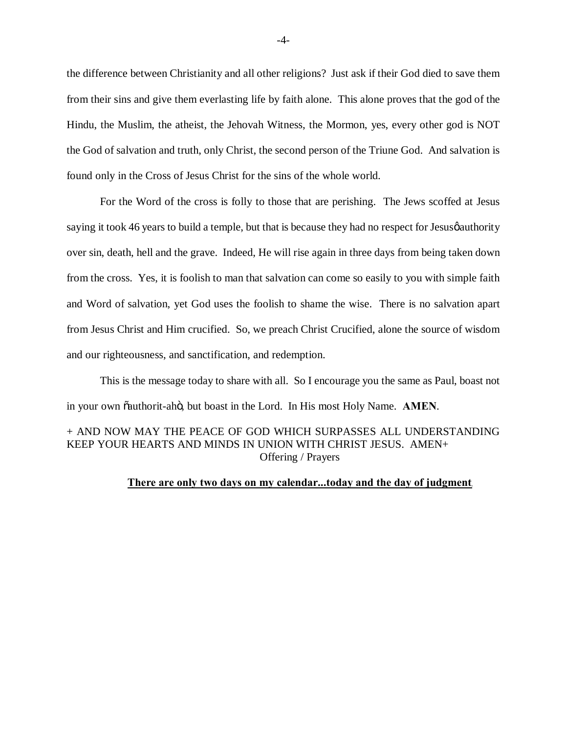the difference between Christianity and all other religions? Just ask if their God died to save them from their sins and give them everlasting life by faith alone. This alone proves that the god of the Hindu, the Muslim, the atheist, the Jehovah Witness, the Mormon, yes, every other god is NOT the God of salvation and truth, only Christ, the second person of the Triune God. And salvation is found only in the Cross of Jesus Christ for the sins of the whole world.

For the Word of the cross is folly to those that are perishing. The Jews scoffed at Jesus saying it took 46 years to build a temple, but that is because they had no respect for Jesusø authority over sin, death, hell and the grave. Indeed, He will rise again in three days from being taken down from the cross. Yes, it is foolish to man that salvation can come so easily to you with simple faith and Word of salvation, yet God uses the foolish to shame the wise. There is no salvation apart from Jesus Christ and Him crucified. So, we preach Christ Crucified, alone the source of wisdom and our righteousness, and sanctification, and redemption.

This is the message today to share with all. So I encourage you the same as Paul, boast not in your own õauthorit-ahö, but boast in the Lord. In His most Holy Name. **AMEN**.

+ AND NOW MAY THE PEACE OF GOD WHICH SURPASSES ALL UNDERSTANDING KEEP YOUR HEARTS AND MINDS IN UNION WITH CHRIST JESUS. AMEN+

Offering / Prayers

**<u>There are only two days on my calendar...today and the day of judgment</u>**.